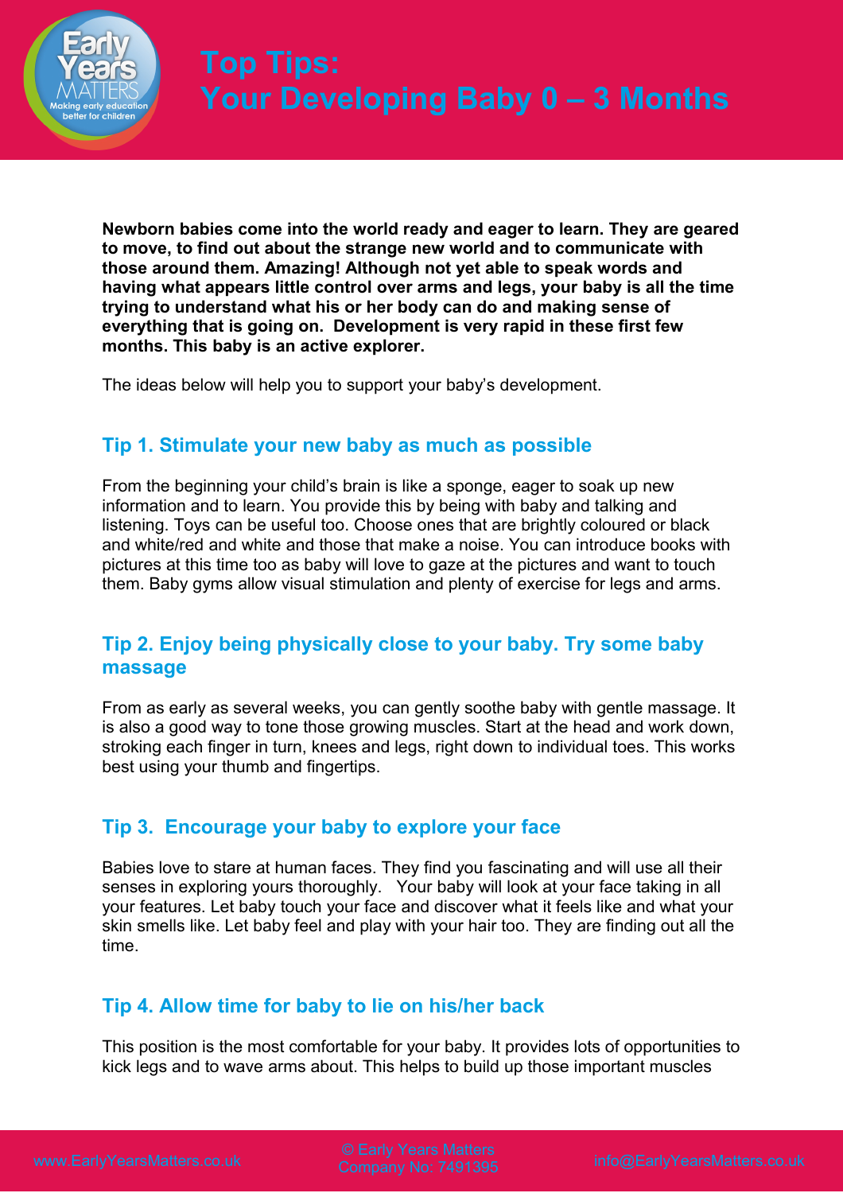# Top Tips: Your Developing Baby 0 – 3 Months

**Newborn babies come into the world ready and eager to learn. They are geared to move, to find out about the strange new world and to communicate with those around them. Amazing! Although not yet able to speak words and having what appears little control over arms and legs, your baby is all the time trying to understand what his or her body can do and making sense of everything that is going on. Development is very rapid in these first few months. This baby is an active explorer.**

The ideas below will help you to support your baby's development.

## Tip 1. Stimulate your new baby as much as possible

From the beginning your child's brain is like a sponge, eager to soak up new information and to learn. You provide this by being with baby and talking and listening. Toys can be useful too. Choose ones that are brightly coloured or black and white/red and white and those that make a noise. You can introduce books with pictures at this time too as baby will love to gaze at the pictures and want to touch them. Baby gyms allow visual stimulation and plenty of exercise for legs and arms.

## Tip 2. Enjoy being physically close to your baby. Try some baby massage

From as early as several weeks, you can gently soothe baby with gentle massage. It is also a good way to tone those growing muscles. Start at the head and work down, stroking each finger in turn, knees and legs, right down to individual toes. This works best using your thumb and fingertips.

## Tip 3. Encourage your baby to explore your face

Babies love to stare at human faces. They find you fascinating and will use all their senses in exploring yours thoroughly. Your baby will look at your face taking in all your features. Let baby touch your face and discover what it feels like and what your skin smells like. Let baby feel and play with your hair too. They are finding out all the time.

## Tip 4. Allow time for baby to lie on his/her back

This position is the most comfortable for your baby. It provides lots of opportunities to kick legs and to wave arms about. This helps to build up those important muscles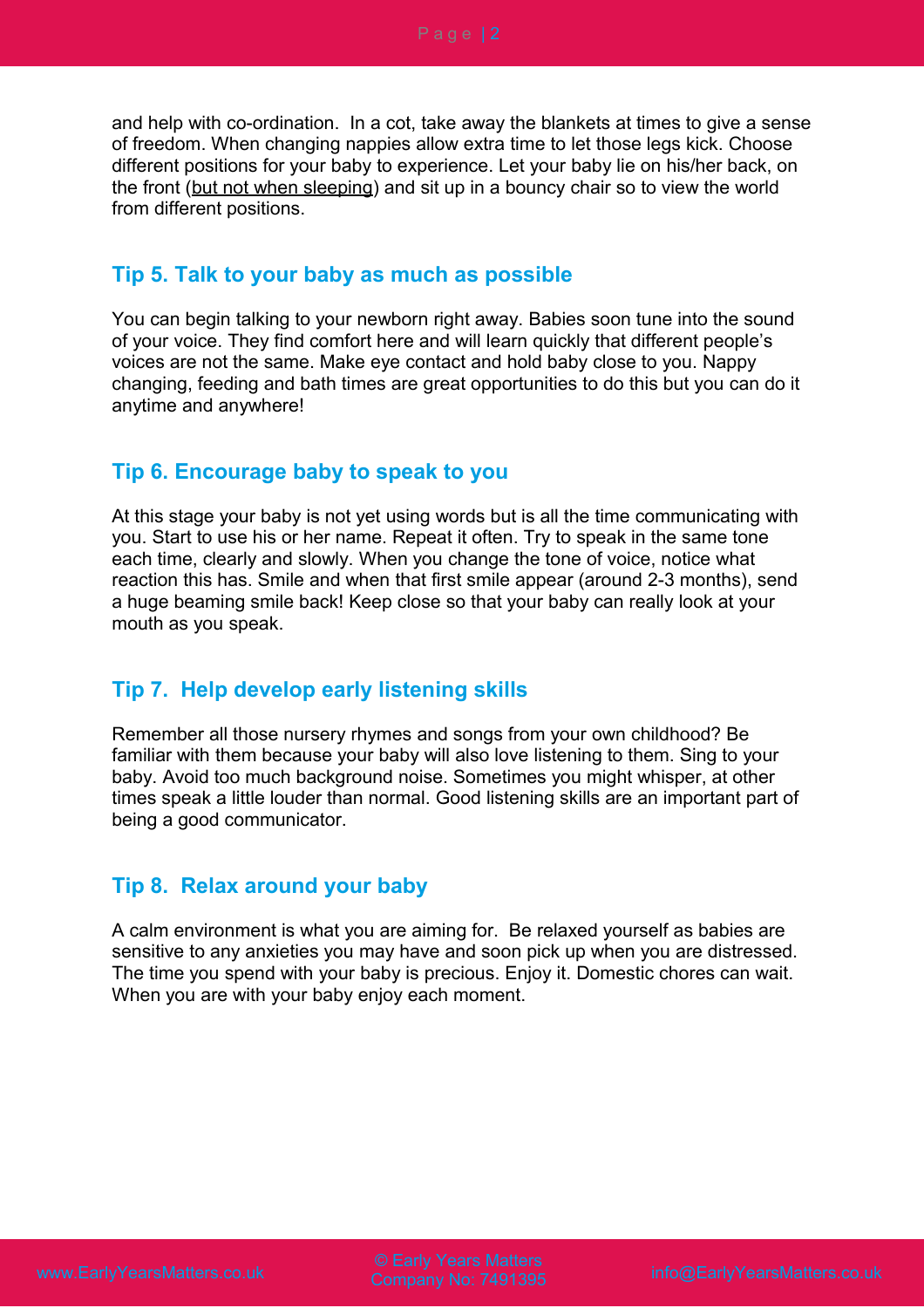and help with co-ordination.  In a cot, take away the blankets at times to give a sense of freedom. When changing nappies allow extra time to let those legs kick. Choose different positions for your baby to experience. Let your baby lie on his/her back, on the front (<u>but not when sleeping</u>) and sit up in a bouncy chair so to view the world from different positions.

## Tip 5. Talk to your baby as much as possible

You can begin talking to your newborn right away. Babies soon tune into the sound of your voice. They find comfort here and will learn quickly that different people's voices are not the same. Make eye contact and hold baby close to you. Nappy changing, feeding and bath times are great opportunities to do this but you can do it anytime and anywhere!

## Tip 6. Encourage baby to speak to you

At this stage your baby is not yet using words but is all the time communicating with you. Start to use his or her name. Repeat it often. Try to speak in the same tone each time, clearly and slowly. When you change the tone of voice, notice what reaction this has. Smile and when that first smile appear (around 2-3 months), send a huge beaming smile back! Keep close so that your baby can really look at your mouth as you speak.

## Tip 7.  Help develop early listening skills

Remember all those nursery rhymes and songs from your own childhood? Be familiar with them because your baby will also love listening to them. Sing to your baby. Avoid too much background noise. Sometimes you might whisper, at other times speak a little louder than normal. Good listening skills are an important part of being a good communicator.

## Tip 8.  Relax around your baby

A calm environment is what you are aiming for.  Be relaxed yourself as babies are sensitive to any anxieties you may have and soon pick up when you are distressed. The time you spend with your baby is precious. Enjoy it. Domestic chores can wait. When you are with your baby enjoy each moment.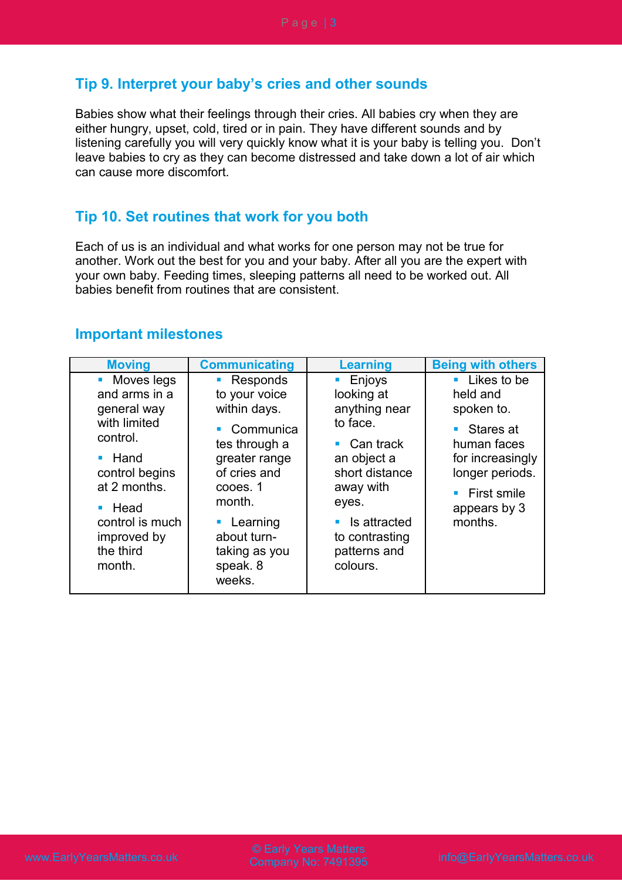## Tip 9. Interpret your baby's cries and other sounds

Babies show what their feelings through their cries. All babies cry when they are either hungry, upset, cold, tired or in pain. They have different sounds and by listening carefully you will very quickly know what it is your baby is telling you. Don't leave babies to cry as they can become distressed and take down a lot of air which can cause more discomfort.

## Tip 10. Set routines that work for you both

Each of us is an individual and what works for one person may not be true for another. Work out the best for you and your baby. After all you are the expert with your own baby. Feeding times, sleeping patterns all need to be worked out. All babies benefit from routines that are consistent.

## Important milestones

| Moving | Communicating | Learning | Being with others |
|---|---|---|---|
| ▪ Moves legs and arms in a general way with limited control.<br>▪ Hand control begins at 2 months.<br>▪ Head control is much improved by the third month. | ▪ Responds to your voice within days.<br>▪ Communicates through a greater range of cries and cooes. 1 month.<br>▪ Learning about turn-taking as you speak. 8 weeks. | ▪ Enjoys looking at anything near to face.<br>▪ Can track an object a short distance away with eyes.<br>▪ Is attracted to contrasting patterns and colours. | ▪ Likes to be held and spoken to.<br>▪ Stares at human faces for increasingly longer periods.<br>▪ First smile appears by 3 months. |